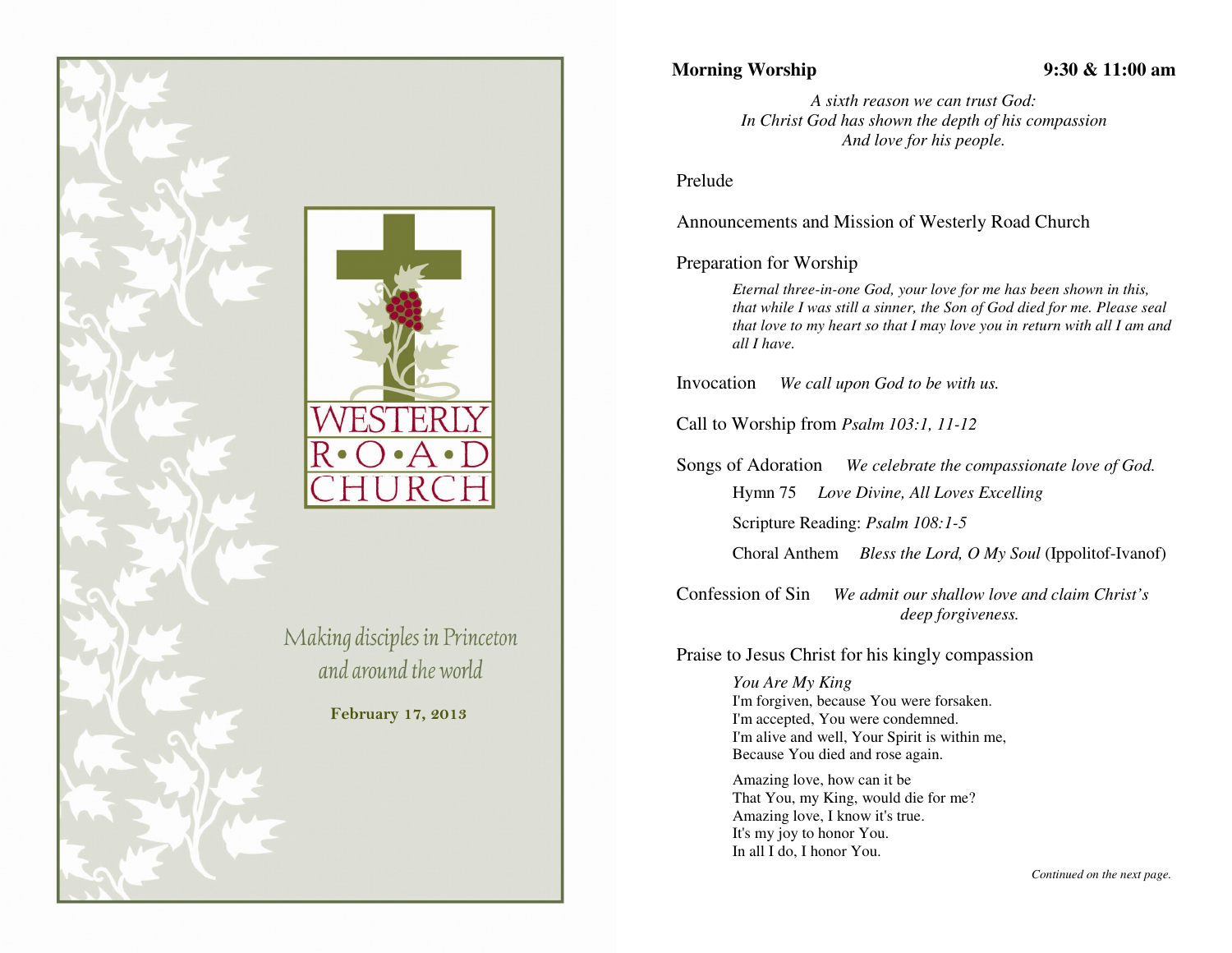# WESTERLY R•O•A•D CHURCH

*Making disciples in Princeton and around the world*

**February 17, 2013**

**Morning Worship** **9:30 & 11:00 am**

*A sixth reason we can trust God:*
*In Christ God has shown the depth of his compassion*
*And love for his people.*

Prelude

Announcements and Mission of Westerly Road Church

Preparation for Worship

*Eternal three-in-one God, your love for me has been shown in this, that while I was still a sinner, the Son of God died for me. Please seal that love to my heart so that I may love you in return with all I am and all I have.*

Invocation *We call upon God to be with us.*

Call to Worship from *Psalm 103:1, 11-12*

Songs of Adoration *We celebrate the compassionate love of God.*

Hymn 75 *Love Divine, All Loves Excelling*

Scripture Reading: *Psalm 108:1-5*

Choral Anthem *Bless the Lord, O My Soul* (Ippolitof-Ivanof)

Confession of Sin *We admit our shallow love and claim Christ's deep forgiveness.*

Praise to Jesus Christ for his kingly compassion

*You Are My King*
I'm forgiven, because You were forsaken.
I'm accepted, You were condemned.
I'm alive and well, Your Spirit is within me,
Because You died and rose again.

Amazing love, how can it be
That You, my King, would die for me?
Amazing love, I know it's true.
It's my joy to honor You.
In all I do, I honor You.

*Continued on the next page.*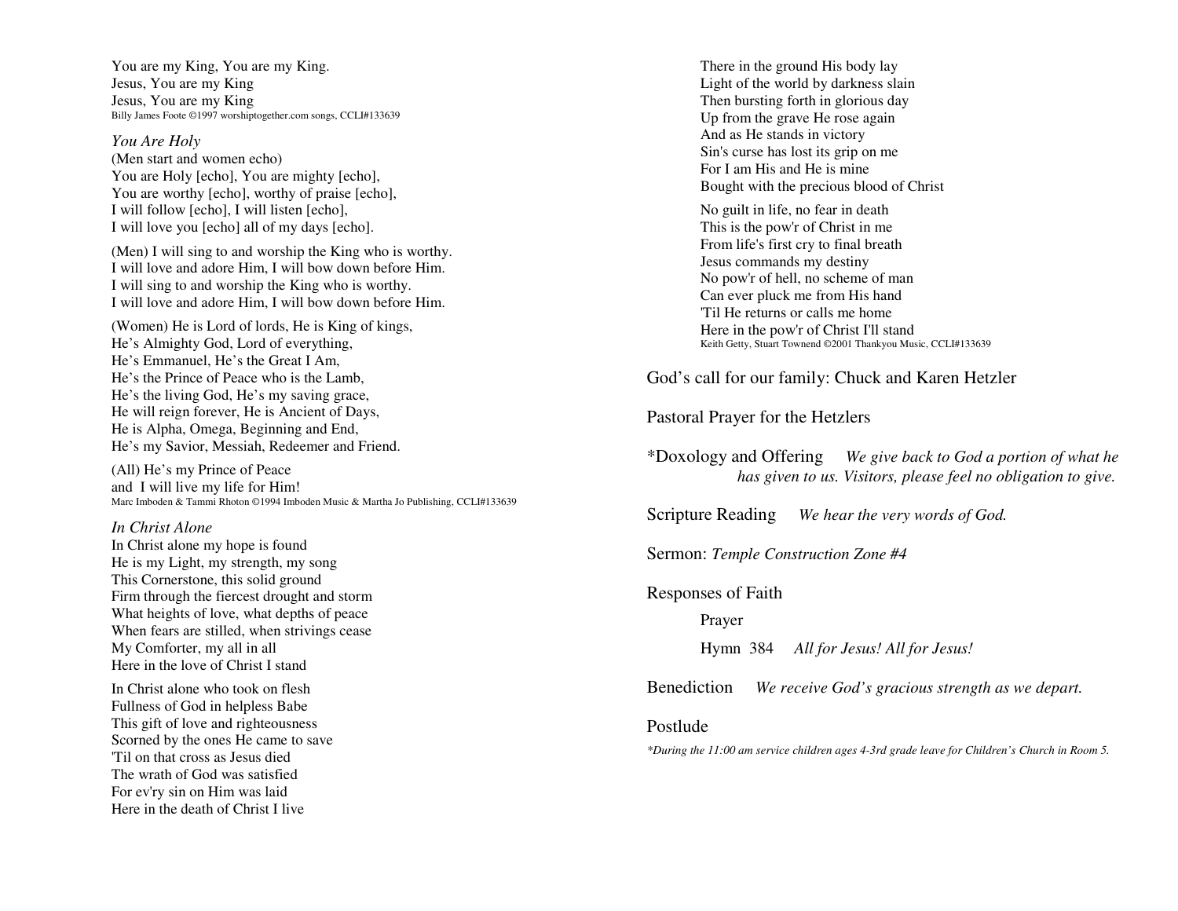You are my King, You are my King.
Jesus, You are my King
Jesus, You are my King
Billy James Foote ©1997 worshiptogether.com songs, CCLI#133639

*You Are Holy*
(Men start and women echo)
You are Holy [echo], You are mighty [echo],
You are worthy [echo], worthy of praise [echo],
I will follow [echo], I will listen [echo],
I will love you [echo] all of my days [echo].

(Men) I will sing to and worship the King who is worthy.
I will love and adore Him, I will bow down before Him.
I will sing to and worship the King who is worthy.
I will love and adore Him, I will bow down before Him.

(Women) He is Lord of lords, He is King of kings,
He's Almighty God, Lord of everything,
He's Emmanuel, He's the Great I Am,
He's the Prince of Peace who is the Lamb,
He's the living God, He's my saving grace,
He will reign forever, He is Ancient of Days,
He is Alpha, Omega, Beginning and End,
He's my Savior, Messiah, Redeemer and Friend.

(All) He's my Prince of Peace
and I will live my life for Him!
Marc Imboden & Tammi Rhoton ©1994 Imboden Music & Martha Jo Publishing, CCLI#133639

*In Christ Alone*
In Christ alone my hope is found
He is my Light, my strength, my song
This Cornerstone, this solid ground
Firm through the fiercest drought and storm
What heights of love, what depths of peace
When fears are stilled, when strivings cease
My Comforter, my all in all
Here in the love of Christ I stand

In Christ alone who took on flesh
Fullness of God in helpless Babe
This gift of love and righteousness
Scorned by the ones He came to save
'Til on that cross as Jesus died
The wrath of God was satisfied
For ev'ry sin on Him was laid
Here in the death of Christ I live

There in the ground His body lay
Light of the world by darkness slain
Then bursting forth in glorious day
Up from the grave He rose again
And as He stands in victory
Sin's curse has lost its grip on me
For I am His and He is mine
Bought with the precious blood of Christ

No guilt in life, no fear in death
This is the pow'r of Christ in me
From life's first cry to final breath
Jesus commands my destiny
No pow'r of hell, no scheme of man
Can ever pluck me from His hand
'Til He returns or calls me home
Here in the pow'r of Christ I'll stand
Keith Getty, Stuart Townend ©2001 Thankyou Music, CCLI#133639

God's call for our family: Chuck and Karen Hetzler

Pastoral Prayer for the Hetzlers

*Doxology and Offering *We give back to God a portion of what he has given to us. Visitors, please feel no obligation to give.*

Scripture Reading *We hear the very words of God.*

Sermon: *Temple Construction Zone #4*

Responses of Faith

Prayer

Hymn 384 *All for Jesus! All for Jesus!*

Benediction *We receive God's gracious strength as we depart.*

Postlude

*\*During the 11:00 am service children ages 4-3rd grade leave for Children's Church in Room 5.*